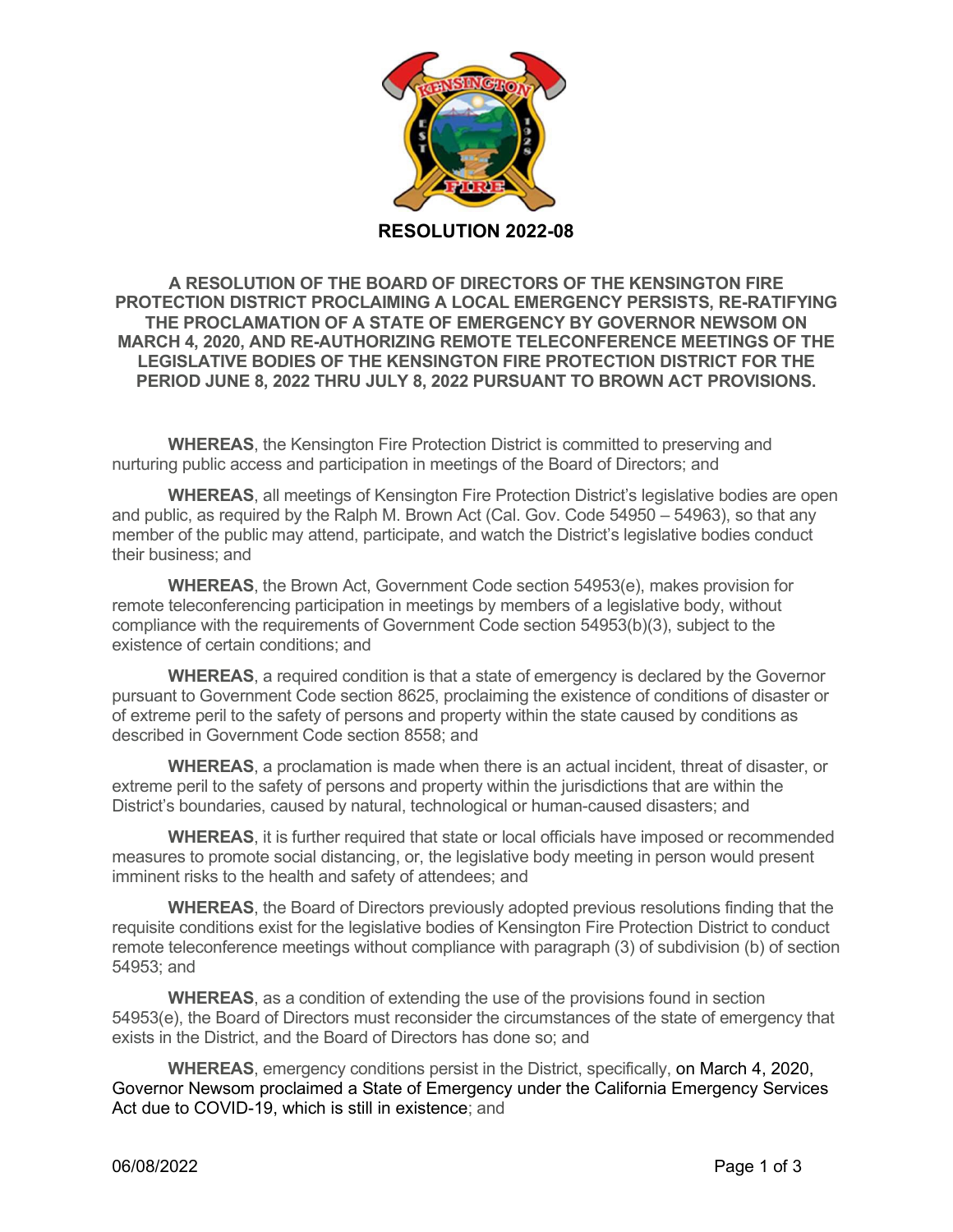# RESOLUTION 2022-08

## A RESOLUTION OF THE BOARD OF DIRECTORS OF THE KENSINGTON FIRE PROTECTION DISTRICT PROCLAIMING A LOCAL EMERGENCY PERSISTS, RE-RATIFYING THE PROCLAMATION OF A STATE OF EMERGENCY BY GOVERNOR NEWSOM ON MARCH 4, 2020, AND RE-AUTHORIZING REMOTE TELECONFERENCE MEETINGS OF THE LEGISLATIVE BODIES OF THE KENSINGTON FIRE PROTECTION DISTRICT FOR THE PERIOD JUNE 8, 2022 THRU JULY 8, 2022 PURSUANT TO BROWN ACT PROVISIONS.

**WHEREAS**, the Kensington Fire Protection District is committed to preserving and nurturing public access and participation in meetings of the Board of Directors; and

**WHEREAS**, all meetings of Kensington Fire Protection District's legislative bodies are open and public, as required by the Ralph M. Brown Act (Cal. Gov. Code 54950 – 54963), so that any member of the public may attend, participate, and watch the District's legislative bodies conduct their business; and

**WHEREAS**, the Brown Act, Government Code section 54953(e), makes provision for remote teleconferencing participation in meetings by members of a legislative body, without compliance with the requirements of Government Code section 54953(b)(3), subject to the existence of certain conditions; and

**WHEREAS**, a required condition is that a state of emergency is declared by the Governor pursuant to Government Code section 8625, proclaiming the existence of conditions of disaster or of extreme peril to the safety of persons and property within the state caused by conditions as described in Government Code section 8558; and

**WHEREAS**, a proclamation is made when there is an actual incident, threat of disaster, or extreme peril to the safety of persons and property within the jurisdictions that are within the District's boundaries, caused by natural, technological or human-caused disasters; and

**WHEREAS**, it is further required that state or local officials have imposed or recommended measures to promote social distancing, or, the legislative body meeting in person would present imminent risks to the health and safety of attendees; and

**WHEREAS**, the Board of Directors previously adopted previous resolutions finding that the requisite conditions exist for the legislative bodies of Kensington Fire Protection District to conduct remote teleconference meetings without compliance with paragraph (3) of subdivision (b) of section 54953; and

**WHEREAS**, as a condition of extending the use of the provisions found in section 54953(e), the Board of Directors must reconsider the circumstances of the state of emergency that exists in the District, and the Board of Directors has done so; and

**WHEREAS**, emergency conditions persist in the District, specifically, on March 4, 2020, Governor Newsom proclaimed a State of Emergency under the California Emergency Services Act due to COVID-19, which is still in existence; and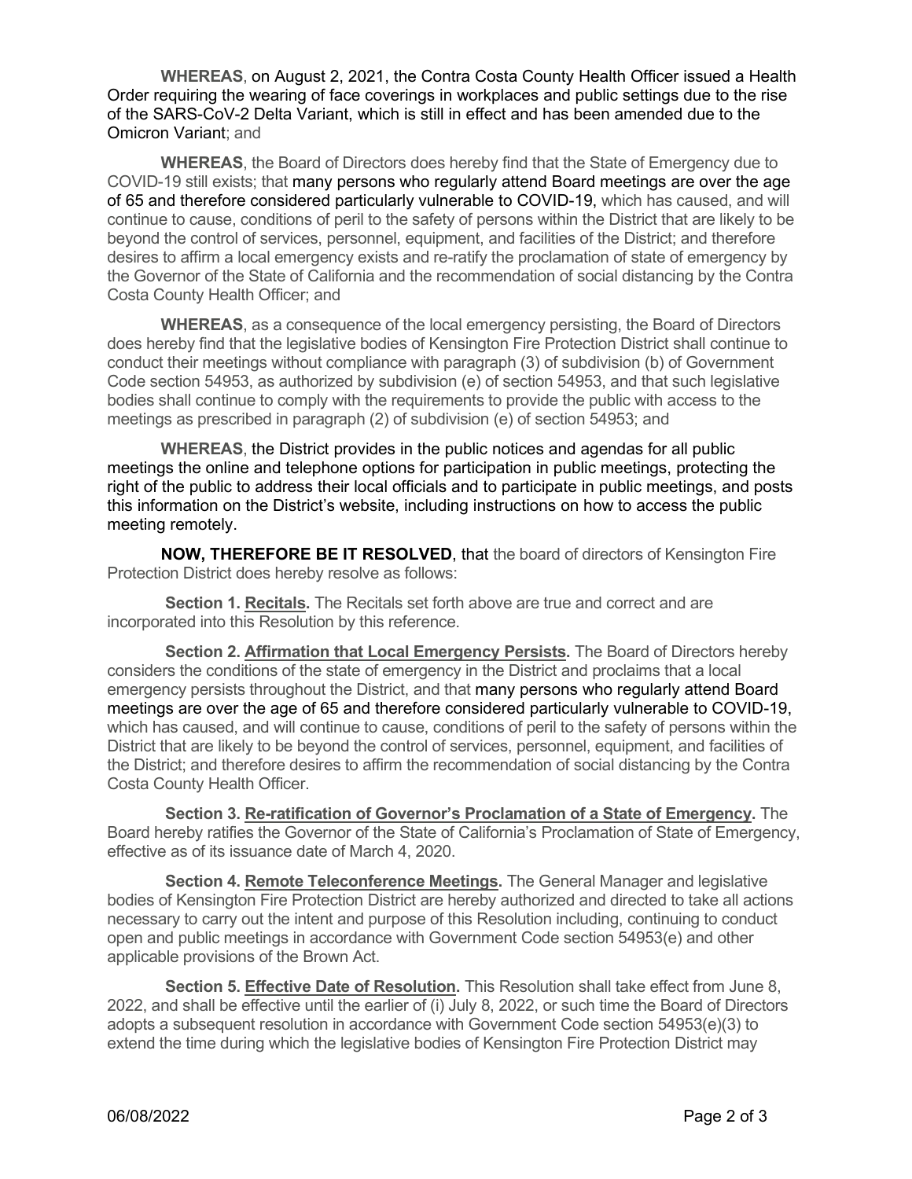**WHEREAS**, on August 2, 2021, the Contra Costa County Health Officer issued a Health Order requiring the wearing of face coverings in workplaces and public settings due to the rise of the SARS-CoV-2 Delta Variant, which is still in effect and has been amended due to the Omicron Variant; and

**WHEREAS**, the Board of Directors does hereby find that the State of Emergency due to COVID-19 still exists; that many persons who regularly attend Board meetings are over the age of 65 and therefore considered particularly vulnerable to COVID-19, which has caused, and will continue to cause, conditions of peril to the safety of persons within the District that are likely to be beyond the control of services, personnel, equipment, and facilities of the District; and therefore desires to affirm a local emergency exists and re-ratify the proclamation of state of emergency by the Governor of the State of California and the recommendation of social distancing by the Contra Costa County Health Officer; and

**WHEREAS**, as a consequence of the local emergency persisting, the Board of Directors does hereby find that the legislative bodies of Kensington Fire Protection District shall continue to conduct their meetings without compliance with paragraph (3) of subdivision (b) of Government Code section 54953, as authorized by subdivision (e) of section 54953, and that such legislative bodies shall continue to comply with the requirements to provide the public with access to the meetings as prescribed in paragraph (2) of subdivision (e) of section 54953; and

**WHEREAS**, the District provides in the public notices and agendas for all public meetings the online and telephone options for participation in public meetings, protecting the right of the public to address their local officials and to participate in public meetings, and posts this information on the District's website, including instructions on how to access the public meeting remotely.

**NOW, THEREFORE BE IT RESOLVED**, that the board of directors of Kensington Fire Protection District does hereby resolve as follows:

**Section 1. Recitals.** The Recitals set forth above are true and correct and are incorporated into this Resolution by this reference.

**Section 2. Affirmation that Local Emergency Persists.** The Board of Directors hereby considers the conditions of the state of emergency in the District and proclaims that a local emergency persists throughout the District, and that many persons who regularly attend Board meetings are over the age of 65 and therefore considered particularly vulnerable to COVID-19, which has caused, and will continue to cause, conditions of peril to the safety of persons within the District that are likely to be beyond the control of services, personnel, equipment, and facilities of the District; and therefore desires to affirm the recommendation of social distancing by the Contra Costa County Health Officer.

**Section 3. Re-ratification of Governor's Proclamation of a State of Emergency.** The Board hereby ratifies the Governor of the State of California's Proclamation of State of Emergency, effective as of its issuance date of March 4, 2020.

**Section 4. Remote Teleconference Meetings.** The General Manager and legislative bodies of Kensington Fire Protection District are hereby authorized and directed to take all actions necessary to carry out the intent and purpose of this Resolution including, continuing to conduct open and public meetings in accordance with Government Code section 54953(e) and other applicable provisions of the Brown Act.

**Section 5. Effective Date of Resolution.** This Resolution shall take effect from June 8, 2022, and shall be effective until the earlier of (i) July 8, 2022, or such time the Board of Directors adopts a subsequent resolution in accordance with Government Code section 54953(e)(3) to extend the time during which the legislative bodies of Kensington Fire Protection District may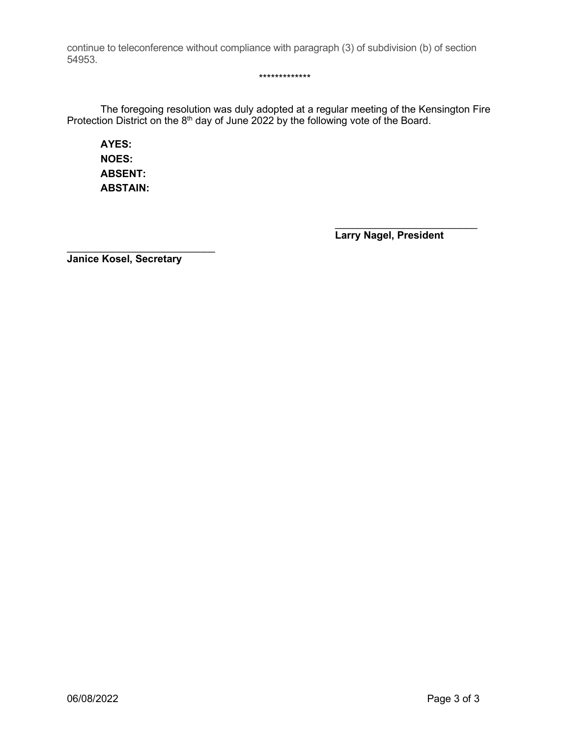continue to teleconference without compliance with paragraph (3) of subdivision (b) of section 54953.

*************

The foregoing resolution was duly adopted at a regular meeting of the Kensington Fire Protection District on the 8th day of June 2022 by the following vote of the Board.

**AYES:**

**NOES:**

**ABSENT:**

**ABSTAIN:**

___________________________

**Larry Nagel, President**

___________________________

**Janice Kosel, Secretary**

06/08/2022